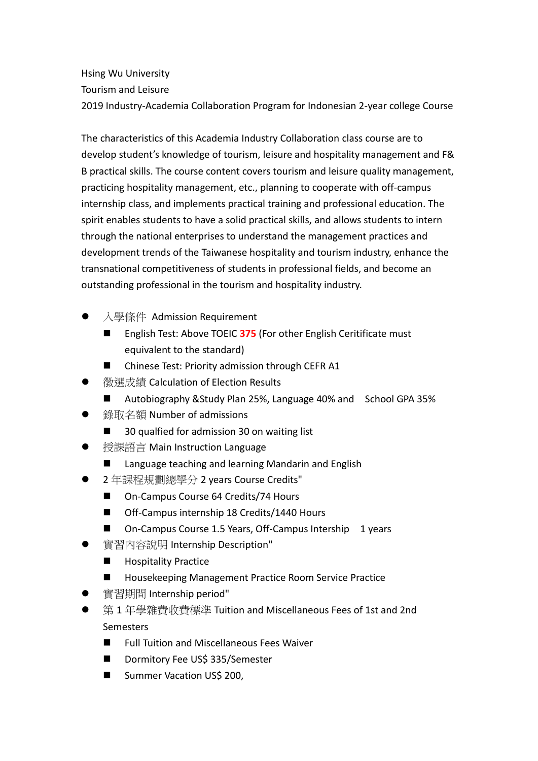Hsing Wu University

Tourism and Leisure

2019 Industry-Academia Collaboration Program for Indonesian 2-year college Course

The characteristics of this Academia Industry Collaboration class course are to develop student's knowledge of tourism, leisure and hospitality management and F& B practical skills. The course content covers tourism and leisure quality management, practicing hospitality management, etc., planning to cooperate with off-campus internship class, and implements practical training and professional education. The spirit enables students to have a solid practical skills, and allows students to intern through the national enterprises to understand the management practices and development trends of the Taiwanese hospitality and tourism industry, enhance the transnational competitiveness of students in professional fields, and become an outstanding professional in the tourism and hospitality industry.

- 入學條件 Admission Requirement
  - English Test: Above TOEIC **375** (For other English Ceritificate must equivalent to the standard)
  - Chinese Test: Priority admission through CEFR A1
- 徵選成績 Calculation of Election Results
  - Autobiography &Study Plan 25%, Language 40% and School GPA 35%
- 錄取名額 Number of admissions
  - 30 qualfied for admission 30 on waiting list
- 授課語言 Main Instruction Language
  - Language teaching and learning Mandarin and English
- 2 年課程規劃總學分 2 years Course Credits"
  - On-Campus Course 64 Credits/74 Hours
  - Off-Campus internship 18 Credits/1440 Hours
  - On-Campus Course 1.5 Years, Off-Campus Intership 1 years
- 實習內容說明 Internship Description"
  - Hospitality Practice
  - Housekeeping Management Practice Room Service Practice
- 實習期間 Internship period"
- 第 1 年學雜費收費標準 Tuition and Miscellaneous Fees of 1st and 2nd Semesters
  - Full Tuition and Miscellaneous Fees Waiver
  - Dormitory Fee US$ 335/Semester
  - Summer Vacation US$ 200,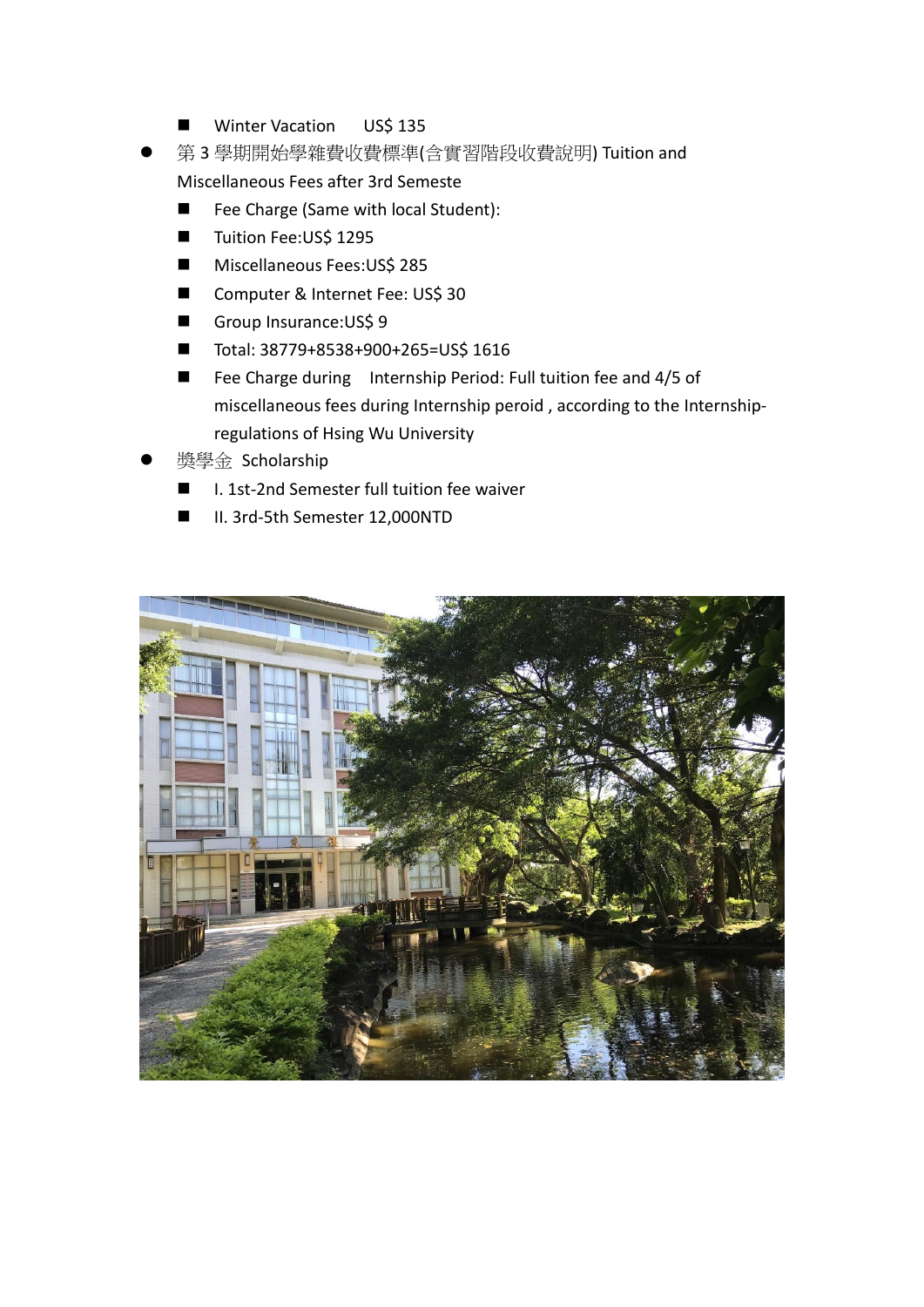- Winter Vacation　 US$ 135
- 第 3 學期開始學雜費收費標準(含實習階段收費說明) Tuition and Miscellaneous Fees after 3rd Semeste
  - Fee Charge (Same with local Student):
  - Tuition Fee:US$ 1295
  - Miscellaneous Fees:US$ 285
  - Computer & Internet Fee: US$ 30
  - Group Insurance:US$ 9
  - Total: 38779+8538+900+265=US$ 1616
  - Fee Charge during　Internship Period: Full tuition fee and 4/5 of miscellaneous fees during Internship peroid , according to the Internship-regulations of Hsing Wu University
- 獎學金 Scholarship
  - I. 1st-2nd Semester full tuition fee waiver
  - II. 3rd-5th Semester 12,000NTD